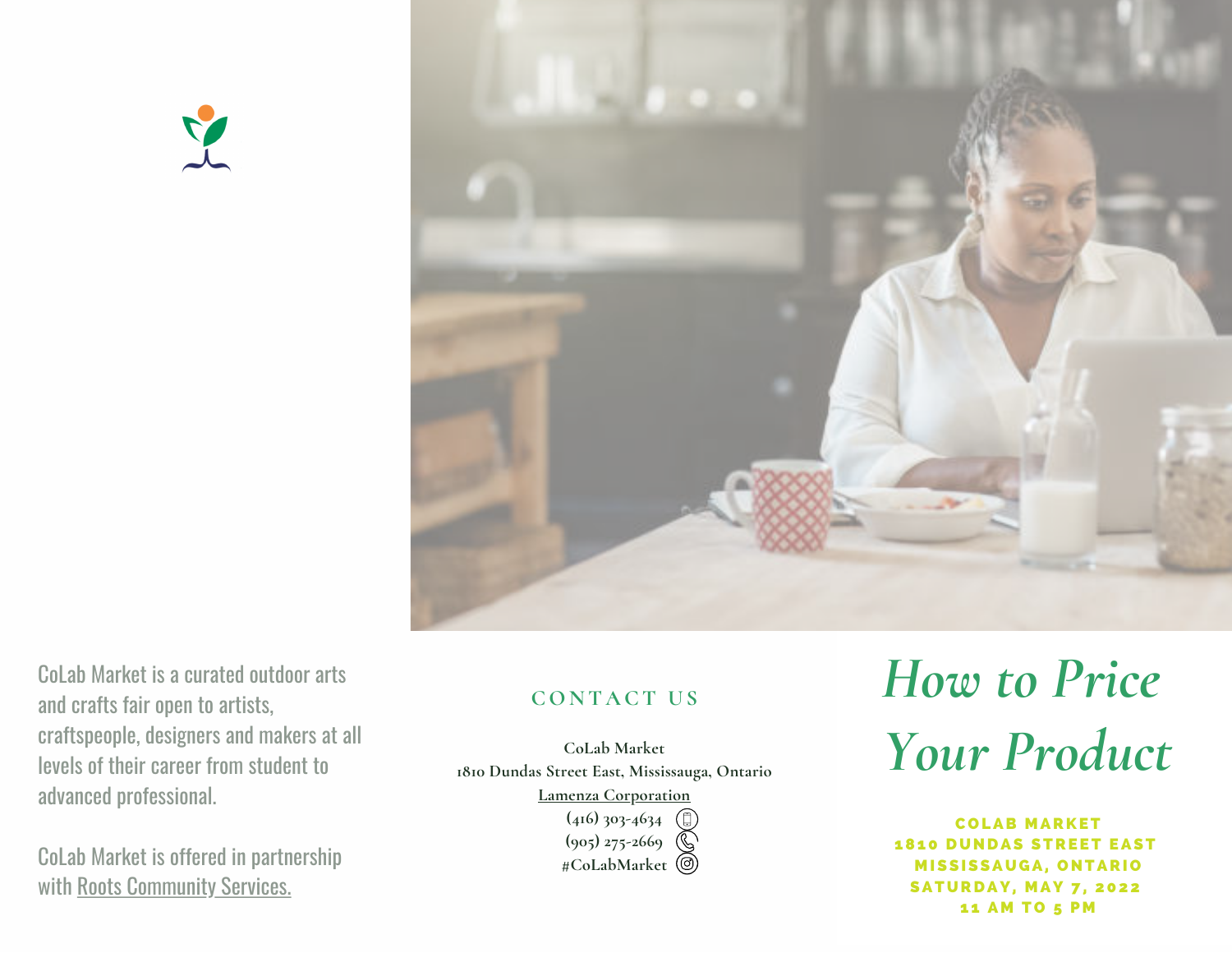CoLab Market is a curated outdoor arts and crafts fair open to artists, craftspeople, designers and makers at all levels of their career from student to advanced professional.

CoLab Market is offered in partnership with Roots Community Services.

## CONTACT US

**CoLab Market**
**1810 Dundas Street East, Mississauga, Ontario**
**Lamenza Corporation**
**(416) 303-4634**
**(905) 275-2669**
**#CoLabMarket**

# *How to Price Your Product*

**COLAB MARKET**
**1810 DUNDAS STREET EAST**
**MISSISSAUGA, ONTARIO**
**SATURDAY, MAY 7, 2022**
**11 AM TO 5 PM**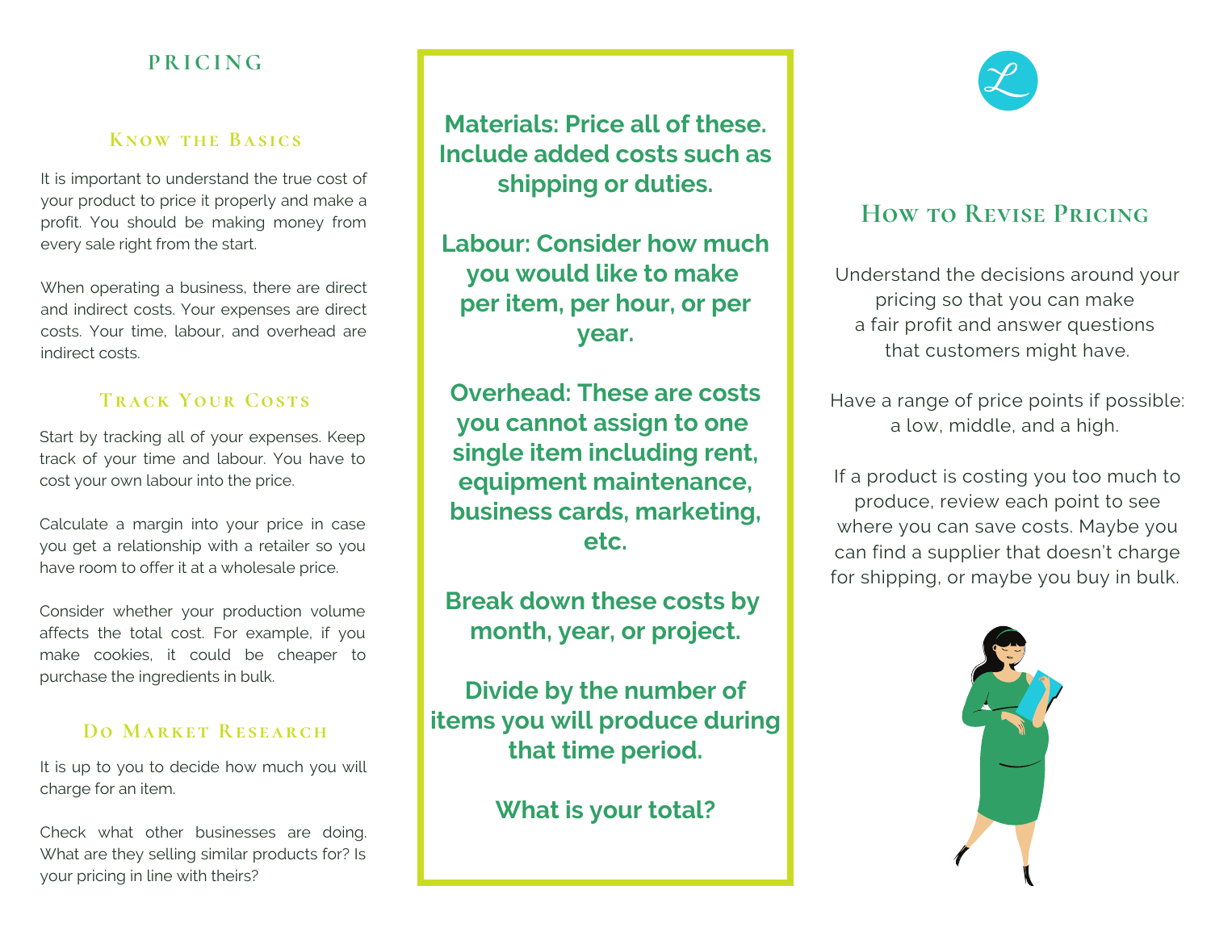## PRICING

### Know the Basics

It is important to understand the true cost of your product to price it properly and make a profit. You should be making money from every sale right from the start.

When operating a business, there are direct and indirect costs. Your expenses are direct costs. Your time, labour, and overhead are indirect costs.

### Track Your Costs

Start by tracking all of your expenses. Keep track of your time and labour. You have to cost your own labour into the price.

Calculate a margin into your price in case you get a relationship with a retailer so you have room to offer it at a wholesale price.

Consider whether your production volume affects the total cost. For example, if you make cookies, it could be cheaper to purchase the ingredients in bulk.

### Do Market Research

It is up to you to decide how much you will charge for an item.

Check what other businesses are doing. What are they selling similar products for? Is your pricing in line with theirs?

**Materials: Price all of these. Include added costs such as shipping or duties.**

**Labour: Consider how much you would like to make per item, per hour, or per year.**

**Overhead: These are costs you cannot assign to one single item including rent, equipment maintenance, business cards, marketing, etc.**

**Break down these costs by month, year, or project.**

**Divide by the number of items you will produce during that time period.**

**What is your total?**

### How to Revise Pricing

Understand the decisions around your pricing so that you can make a fair profit and answer questions that customers might have.

Have a range of price points if possible: a low, middle, and a high.

If a product is costing you too much to produce, review each point to see where you can save costs. Maybe you can find a supplier that doesn't charge for shipping, or maybe you buy in bulk.